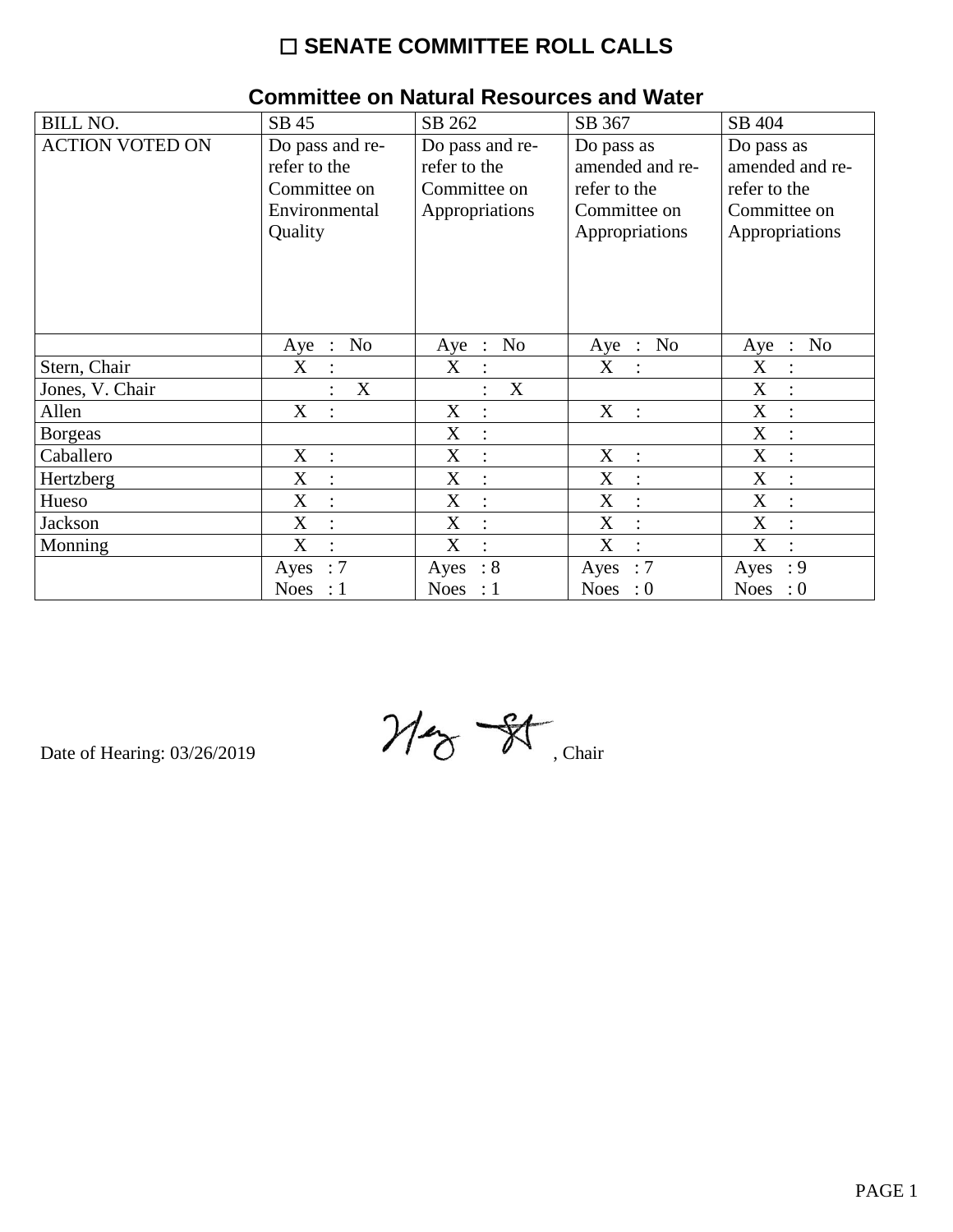# ☐ SENATE COMMITTEE ROLL CALLS

## Committee on Natural Resources and Water

| BILL NO. | SB 45 | SB 262 | SB 367 | SB 404 |
|---|---|---|---|---|
| ACTION VOTED ON | Do pass and re-refer to the Committee on Environmental Quality | Do pass and re-refer to the Committee on Appropriations | Do pass as amended and re-refer to the Committee on Appropriations | Do pass as amended and re-refer to the Committee on Appropriations |
| | Aye : No | Aye : No | Aye : No | Aye : No |
| Stern, Chair | X : | X : | X : | X : |
| Jones, V. Chair | : X | : X | | X : |
| Allen | X : | X : | X : | X : |
| Borgeas | | X : | | X : |
| Caballero | X : | X : | X : | X : |
| Hertzberg | X : | X : | X : | X : |
| Hueso | X : | X : | X : | X : |
| Jackson | X : | X : | X : | X : |
| Monning | X : | X : | X : | X : |
| | Ayes : 7<br>Noes : 1 | Ayes : 8<br>Noes : 1 | Ayes : 7<br>Noes : 0 | Ayes : 9<br>Noes : 0 |

Date of Hearing: 03/26/2019

[signature], Chair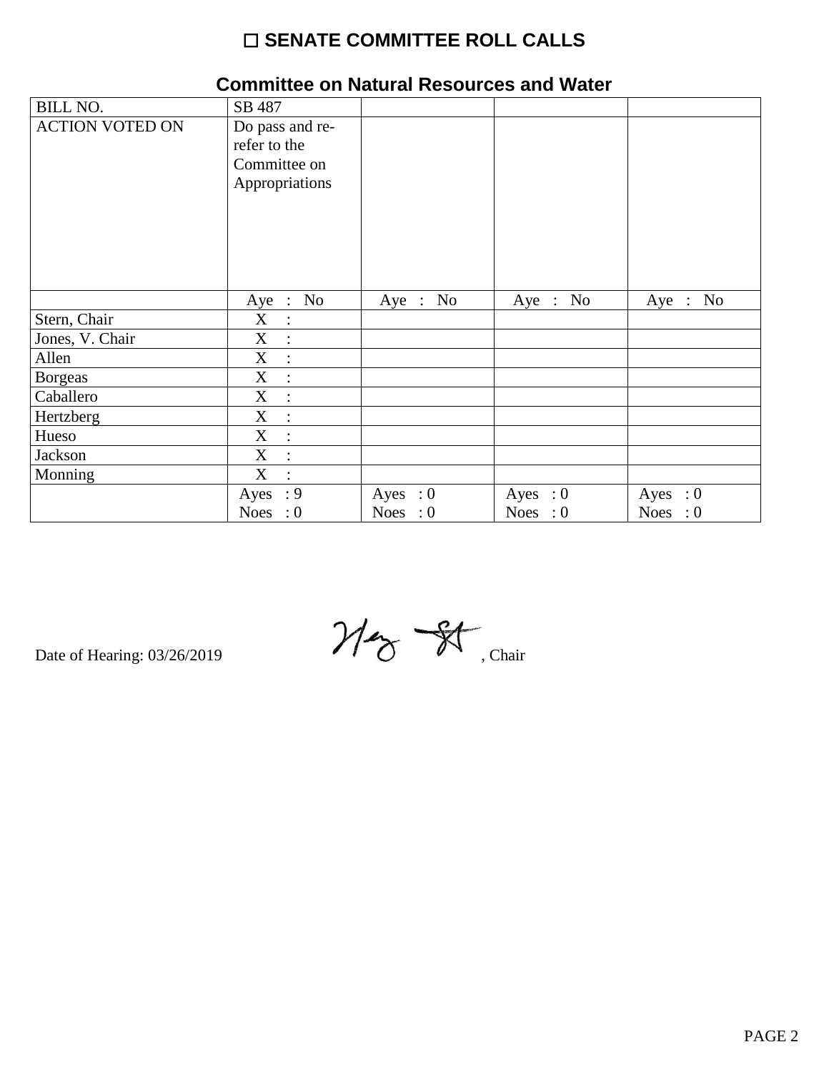# ☐ SENATE COMMITTEE ROLL CALLS

## Committee on Natural Resources and Water

| BILL NO. | SB 487 | | | |
|---|---|---|---|---|
| ACTION VOTED ON | Do pass and re-refer to the Committee on Appropriations | | | |
| | Aye : No | Aye : No | Aye : No | Aye : No |
| Stern, Chair | X : | | | |
| Jones, V. Chair | X : | | | |
| Allen | X : | | | |
| Borgeas | X : | | | |
| Caballero | X : | | | |
| Hertzberg | X : | | | |
| Hueso | X : | | | |
| Jackson | X : | | | |
| Monning | X : | | | |
| | Ayes : 9<br>Noes : 0 | Ayes : 0<br>Noes : 0 | Ayes : 0<br>Noes : 0 | Ayes : 0<br>Noes : 0 |

Date of Hearing: 03/26/2019

[signature], Chair